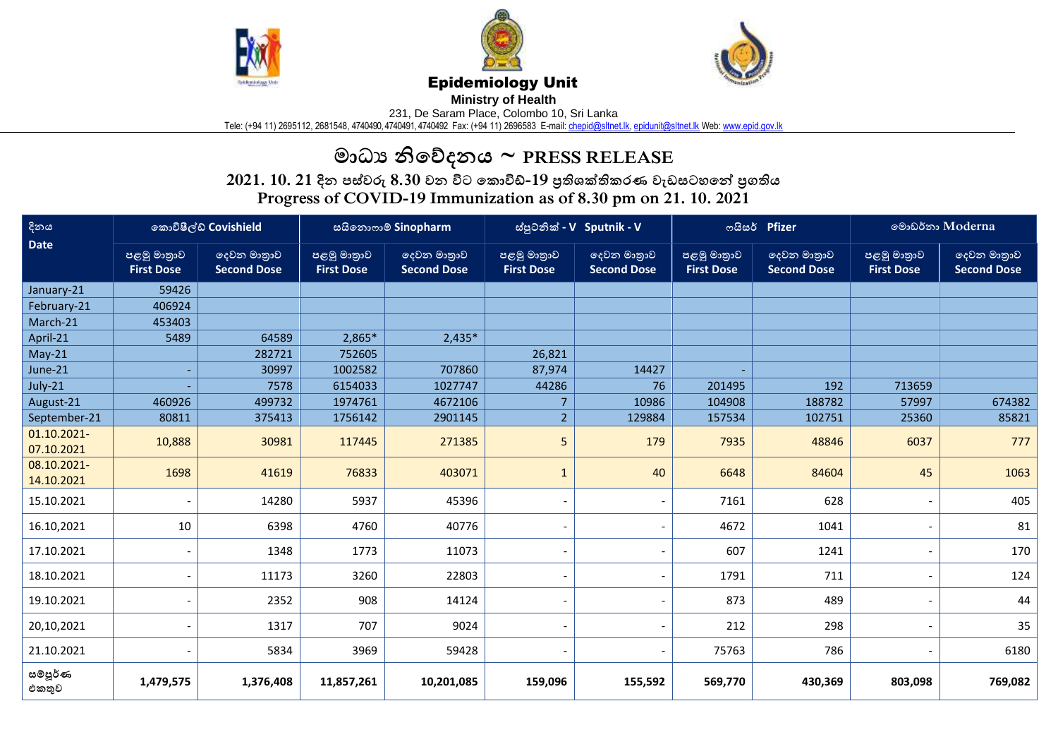# Epidemiology Unit

**Ministry of Health**

231, De Saram Place, Colombo 10, Sri Lanka

Tele: (+94 11) 2695112, 2681548, 4740490, 4740491, 4740492 Fax: (+94 11) 2696583 E-mail: chepid@sltnet.lk, epidunit@sltnet.lk Web: www.epid.gov.lk

## මාධ්‍ය නිවේදනය ~ PRESS RELEASE

### 2021. 10. 21 දින පස්වරු 8.30 වන විට කොවිඩ්-19 ප්‍රතිශක්තිකරණ වැඩසටහනේ ප්‍රගතිය
### Progress of COVID-19 Immunization as of 8.30 pm on 21. 10. 2021

| දිනය Date | කොවිෂීල්ඩ් Covishield | | සයිනොෆාම් Sinopharm | | ස්පුට්නික් - V Sputnik - V | | ෆයිසර් Pfizer | | මොඩර්නා Moderna | |
|---|---|---|---|---|---|---|---|---|---|---|
| | පළමු මාත්‍රාව First Dose | දෙවන මාත්‍රාව Second Dose | පළමු මාත්‍රාව First Dose | දෙවන මාත්‍රාව Second Dose | පළමු මාත්‍රාව First Dose | දෙවන මාත්‍රාව Second Dose | පළමු මාත්‍රාව First Dose | දෙවන මාත්‍රාව Second Dose | පළමු මාත්‍රාව First Dose | දෙවන මාත්‍රාව Second Dose |
| January-21 | 59426 | | | | | | | | | |
| February-21 | 406924 | | | | | | | | | |
| March-21 | 453403 | | | | | | | | | |
| April-21 | 5489 | 64589 | 2,865* | 2,435* | | | | | | |
| May-21 | | 282721 | 752605 | | 26,821 | | | | | |
| June-21 | - | 30997 | 1002582 | 707860 | 87,974 | 14427 | - | | | |
| July-21 | - | 7578 | 6154033 | 1027747 | 44286 | 76 | 201495 | 192 | 713659 | |
| August-21 | 460926 | 499732 | 1974761 | 4672106 | 7 | 10986 | 104908 | 188782 | 57997 | 674382 |
| September-21 | 80811 | 375413 | 1756142 | 2901145 | 2 | 129884 | 157534 | 102751 | 25360 | 85821 |
| 01.10.2021-07.10.2021 | 10,888 | 30981 | 117445 | 271385 | 5 | 179 | 7935 | 48846 | 6037 | 777 |
| 08.10.2021-14.10.2021 | 1698 | 41619 | 76833 | 403071 | 1 | 40 | 6648 | 84604 | 45 | 1063 |
| 15.10.2021 | - | 14280 | 5937 | 45396 | - | - | 7161 | 628 | - | 405 |
| 16.10,2021 | 10 | 6398 | 4760 | 40776 | - | - | 4672 | 1041 | - | 81 |
| 17.10.2021 | - | 1348 | 1773 | 11073 | - | - | 607 | 1241 | - | 170 |
| 18.10.2021 | - | 11173 | 3260 | 22803 | - | - | 1791 | 711 | - | 124 |
| 19.10.2021 | - | 2352 | 908 | 14124 | - | - | 873 | 489 | - | 44 |
| 20,10,2021 | - | 1317 | 707 | 9024 | - | - | 212 | 298 | - | 35 |
| 21.10.2021 | - | 5834 | 3969 | 59428 | - | - | 75763 | 786 | - | 6180 |
| සම්පූර්ණ එකතුව | **1,479,575** | **1,376,408** | **11,857,261** | **10,201,085** | **159,096** | **155,592** | **569,770** | **430,369** | **803,098** | **769,082** |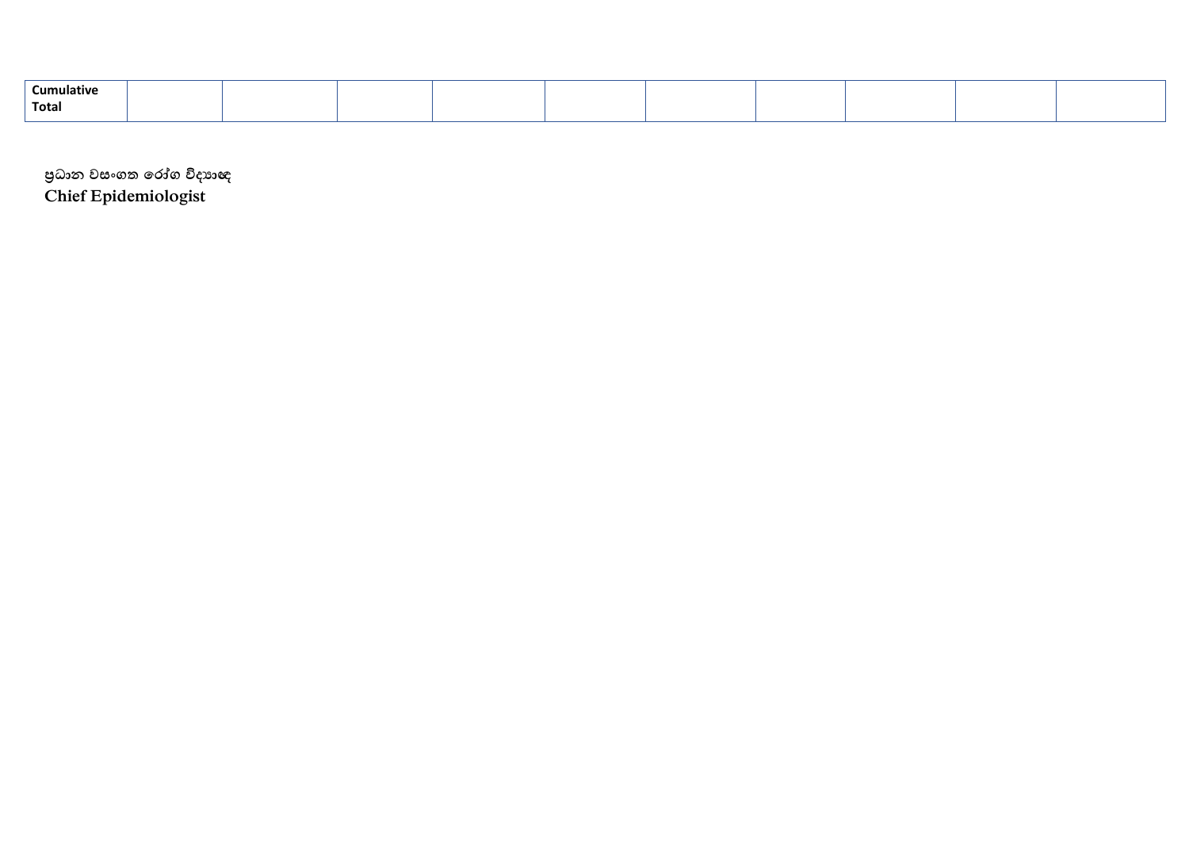| | | | | | | | | | | |
|---|---|---|---|---|---|---|---|---|---|---|
| **Cumulative Total** | | | | | | | | | | |

ප්‍රධාන වසංගත රෝග විද්‍යාඥ
**Chief Epidemiologist**